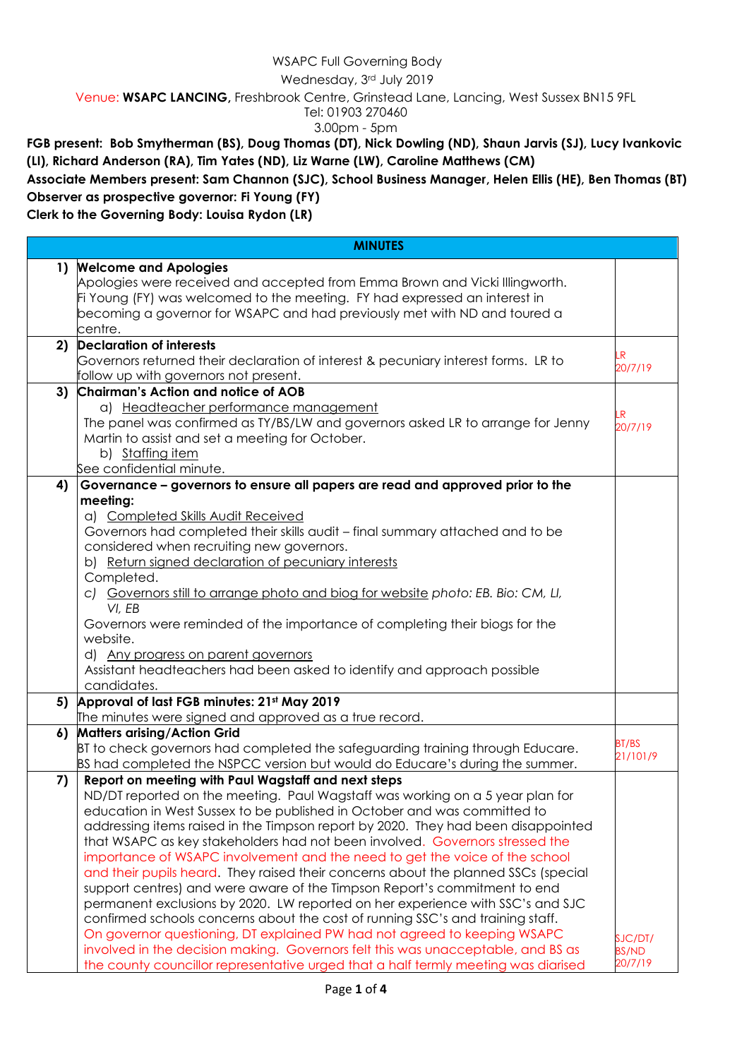WSAPC Full Governing Body

Wednesday, 3rd July 2019

Venue: **WSAPC LANCING,** Freshbrook Centre, Grinstead Lane, Lancing, West Sussex BN15 9FL

Tel: 01903 270460

3.00pm - 5pm

**FGB present: Bob Smytherman (BS), Doug Thomas (DT), Nick Dowling (ND), Shaun Jarvis (SJ), Lucy Ivankovic (LI), Richard Anderson (RA), Tim Yates (ND), Liz Warne (LW), Caroline Matthews (CM)**

**Associate Members present: Sam Channon (SJC), School Business Manager, Helen Ellis (HE), Ben Thomas (BT)**

**Observer as prospective governor: Fi Young (FY)**

**Clerk to the Governing Body: Louisa Rydon (LR)**

| | **MINUTES** | |
|---|---|---|
| **1)** | **Welcome and Apologies**<br>Apologies were received and accepted from Emma Brown and Vicki Illingworth.<br>Fi Young (FY) was welcomed to the meeting. FY had expressed an interest in becoming a governor for WSAPC and had previously met with ND and toured a centre. | |
| **2)** | **Declaration of interests**<br>Governors returned their declaration of interest & pecuniary interest forms. LR to follow up with governors not present. | LR 20/7/19 |
| **3)** | **Chairman's Action and notice of AOB**<br>a) Headteacher performance management<br>The panel was confirmed as TY/BS/LW and governors asked LR to arrange for Jenny Martin to assist and set a meeting for October.<br>b) Staffing item<br>See confidential minute. | LR 20/7/19 |
| **4)** | **Governance – governors to ensure all papers are read and approved prior to the meeting:**<br>a) Completed Skills Audit Received<br>Governors had completed their skills audit – final summary attached and to be considered when recruiting new governors.<br>b) Return signed declaration of pecuniary interests<br>Completed.<br>c) Governors still to arrange photo and biog for website *photo: EB. Bio: CM, LI, VI, EB*<br>Governors were reminded of the importance of completing their biogs for the website.<br>d) Any progress on parent governors<br>Assistant headteachers had been asked to identify and approach possible candidates. | |
| **5)** | **Approval of last FGB minutes: 21st May 2019**<br>The minutes were signed and approved as a true record. | |
| **6)** | **Matters arising/Action Grid**<br>BT to check governors had completed the safeguarding training through Educare. BS had completed the NSPCC version but would do Educare's during the summer. | BT/BS 21/101/9 |
| **7)** | **Report on meeting with Paul Wagstaff and next steps**<br>ND/DT reported on the meeting. Paul Wagstaff was working on a 5 year plan for education in West Sussex to be published in October and was committed to addressing items raised in the Timpson report by 2020. They had been disappointed that WSAPC as key stakeholders had not been involved. Governors stressed the importance of WSAPC involvement and the need to get the voice of the school and their pupils heard. They raised their concerns about the planned SSCs (special support centres) and were aware of the Timpson Report's commitment to end permanent exclusions by 2020. LW reported on her experience with SSC's and SJC confirmed schools concerns about the cost of running SSC's and training staff.<br>On governor questioning, DT explained PW had not agreed to keeping WSAPC involved in the decision making. Governors felt this was unacceptable, and BS as the county councillor representative urged that a half termly meeting was diarised | SJC/DT/ BS/ND 20/7/19 |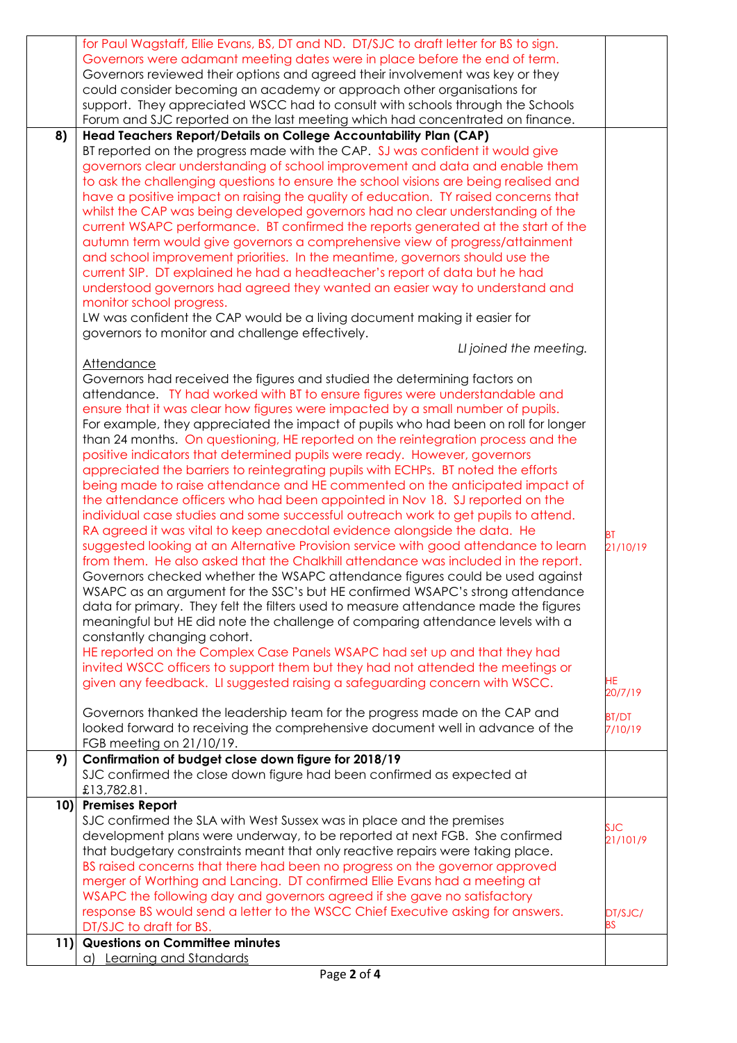| | | |
|---|---|---|
| | for Paul Wagstaff, Ellie Evans, BS, DT and ND. DT/SJC to draft letter for BS to sign. Governors were adamant meeting dates were in place before the end of term. Governors reviewed their options and agreed their involvement was key or they could consider becoming an academy or approach other organisations for support. They appreciated WSCC had to consult with schools through the Schools Forum and SJC reported on the last meeting which had concentrated on finance. | |
| **8)** | **Head Teachers Report/Details on College Accountability Plan (CAP)**<br>BT reported on the progress made with the CAP. SJ was confident it would give governors clear understanding of school improvement and data and enable them to ask the challenging questions to ensure the school visions are being realised and have a positive impact on raising the quality of education. TY raised concerns that whilst the CAP was being developed governors had no clear understanding of the current WSAPC performance. BT confirmed the reports generated at the start of the autumn term would give governors a comprehensive view of progress/attainment and school improvement priorities. In the meantime, governors should use the current SIP. DT explained he had a headteacher's report of data but he had understood governors had agreed they wanted an easier way to understand and monitor school progress.<br>LW was confident the CAP would be a living document making it easier for governors to monitor and challenge effectively.<br>*LI joined the meeting.*<br><u>Attendance</u><br>Governors had received the figures and studied the determining factors on attendance. TY had worked with BT to ensure figures were understandable and ensure that it was clear how figures were impacted by a small number of pupils. For example, they appreciated the impact of pupils who had been on roll for longer than 24 months. On questioning, HE reported on the reintegration process and the positive indicators that determined pupils were ready. However, governors appreciated the barriers to reintegrating pupils with ECHPs. BT noted the efforts being made to raise attendance and HE commented on the anticipated impact of the attendance officers who had been appointed in Nov 18. SJ reported on the individual case studies and some successful outreach work to get pupils to attend. RA agreed it was vital to keep anecdotal evidence alongside the data. He suggested looking at an Alternative Provision service with good attendance to learn from them. He also asked that the Chalkhill attendance was included in the report. Governors checked whether the WSAPC attendance figures could be used against WSAPC as an argument for the SSC's but HE confirmed WSAPC's strong attendance data for primary. They felt the filters used to measure attendance made the figures meaningful but HE did note the challenge of comparing attendance levels with a constantly changing cohort.<br>HE reported on the Complex Case Panels WSAPC had set up and that they had invited WSCC officers to support them but they had not attended the meetings or given any feedback. LI suggested raising a safeguarding concern with WSCC.<br><br>Governors thanked the leadership team for the progress made on the CAP and looked forward to receiving the comprehensive document well in advance of the FGB meeting on 21/10/19. | BT 21/10/19<br><br>HE 20/7/19<br><br>BT/DT 7/10/19 |
| **9)** | **Confirmation of budget close down figure for 2018/19**<br>SJC confirmed the close down figure had been confirmed as expected at £13,782.81. | |
| **10)** | **Premises Report**<br>SJC confirmed the SLA with West Sussex was in place and the premises development plans were underway, to be reported at next FGB. She confirmed that budgetary constraints meant that only reactive repairs were taking place. BS raised concerns that there had been no progress on the governor approved merger of Worthing and Lancing. DT confirmed Ellie Evans had a meeting at WSAPC the following day and governors agreed if she gave no satisfactory response BS would send a letter to the WSCC Chief Executive asking for answers. DT/SJC to draft for BS. | SJC 21/101/9<br><br>DT/SJC/BS |
| **11)** | **Questions on Committee minutes**<br>a) <u>Learning and Standards</u> | |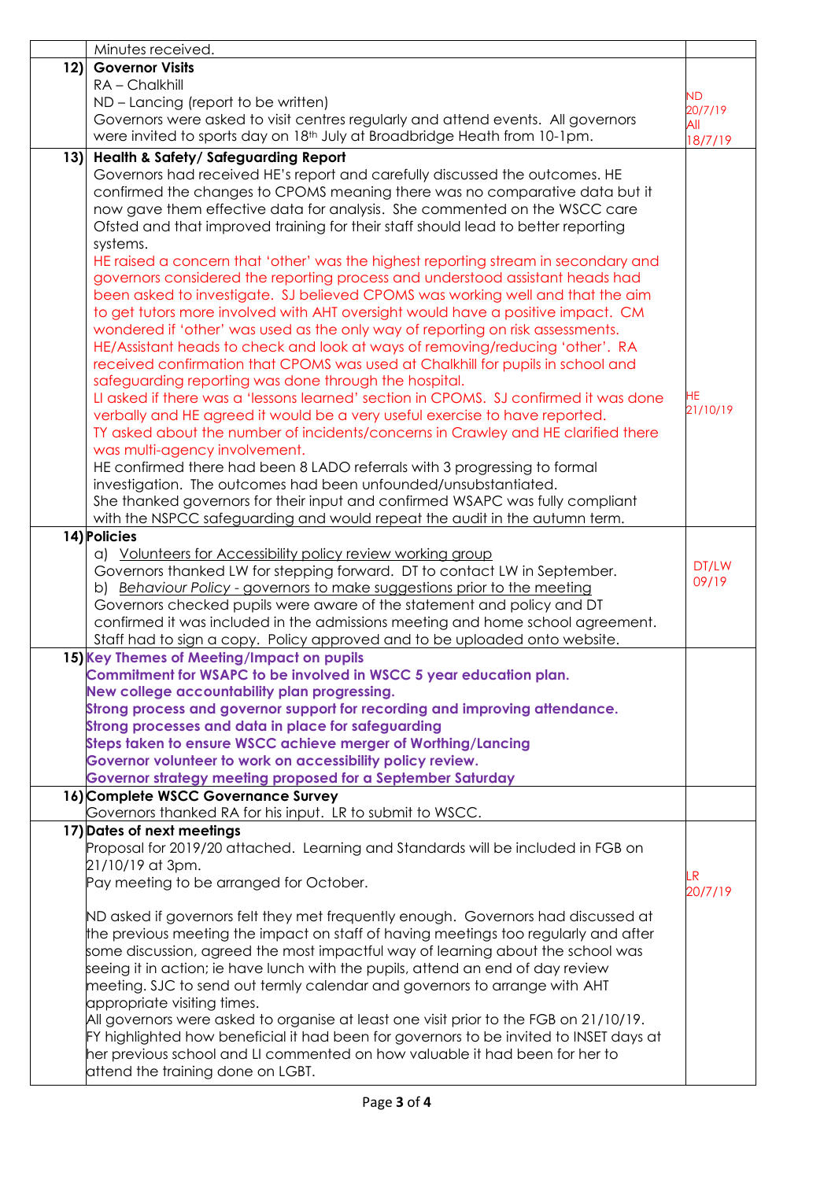| | | |
|---|---|---|
| | Minutes received. | |
| 12) | **Governor Visits**<br>RA – Chalkhill<br>ND – Lancing (report to be written)<br>Governors were asked to visit centres regularly and attend events. All governors were invited to sports day on 18th July at Broadbridge Heath from 10-1pm. | ND<br>20/7/19<br>All<br>18/7/19 |
| 13) | **Health & Safety/ Safeguarding Report**<br>Governors had received HE's report and carefully discussed the outcomes. HE confirmed the changes to CPOMS meaning there was no comparative data but it now gave them effective data for analysis. She commented on the WSCC care Ofsted and that improved training for their staff should lead to better reporting systems.<br>HE raised a concern that 'other' was the highest reporting stream in secondary and governors considered the reporting process and understood assistant heads had been asked to investigate. SJ believed CPOMS was working well and that the aim to get tutors more involved with AHT oversight would have a positive impact. CM wondered if 'other' was used as the only way of reporting on risk assessments. HE/Assistant heads to check and look at ways of removing/reducing 'other'. RA received confirmation that CPOMS was used at Chalkhill for pupils in school and safeguarding reporting was done through the hospital.<br>LI asked if there was a 'lessons learned' section in CPOMS. SJ confirmed it was done verbally and HE agreed it would be a very useful exercise to have reported.<br>TY asked about the number of incidents/concerns in Crawley and HE clarified there was multi-agency involvement.<br>HE confirmed there had been 8 LADO referrals with 3 progressing to formal investigation. The outcomes had been unfounded/unsubstantiated.<br>She thanked governors for their input and confirmed WSAPC was fully compliant with the NSPCC safeguarding and would repeat the audit in the autumn term. | HE<br>21/10/19 |
| 14) | **Policies**<br>a) <u>Volunteers for Accessibility policy review working group</u><br>Governors thanked LW for stepping forward. DT to contact LW in September.<br>b) <u>*Behaviour Policy* - governors to make suggestions prior to the meeting</u><br>Governors checked pupils were aware of the statement and policy and DT confirmed it was included in the admissions meeting and home school agreement. Staff had to sign a copy. Policy approved and to be uploaded onto website. | DT/LW<br>09/19 |
| 15) | **Key Themes of Meeting/Impact on pupils**<br>**Commitment for WSAPC to be involved in WSCC 5 year education plan.**<br>**New college accountability plan progressing.**<br>**Strong process and governor support for recording and improving attendance.**<br>**Strong processes and data in place for safeguarding**<br>**Steps taken to ensure WSCC achieve merger of Worthing/Lancing**<br>**Governor volunteer to work on accessibility policy review.**<br>**Governor strategy meeting proposed for a September Saturday** | |
| 16) | **Complete WSCC Governance Survey**<br>Governors thanked RA for his input. LR to submit to WSCC. | |
| 17) | **Dates of next meetings**<br>Proposal for 2019/20 attached. Learning and Standards will be included in FGB on 21/10/19 at 3pm.<br>Pay meeting to be arranged for October.<br><br>ND asked if governors felt they met frequently enough. Governors had discussed at the previous meeting the impact on staff of having meetings too regularly and after some discussion, agreed the most impactful way of learning about the school was seeing it in action; ie have lunch with the pupils, attend an end of day review meeting. SJC to send out termly calendar and governors to arrange with AHT appropriate visiting times.<br>All governors were asked to organise at least one visit prior to the FGB on 21/10/19.<br>FY highlighted how beneficial it had been for governors to be invited to INSET days at her previous school and LI commented on how valuable it had been for her to attend the training done on LGBT. | LR<br>20/7/19 |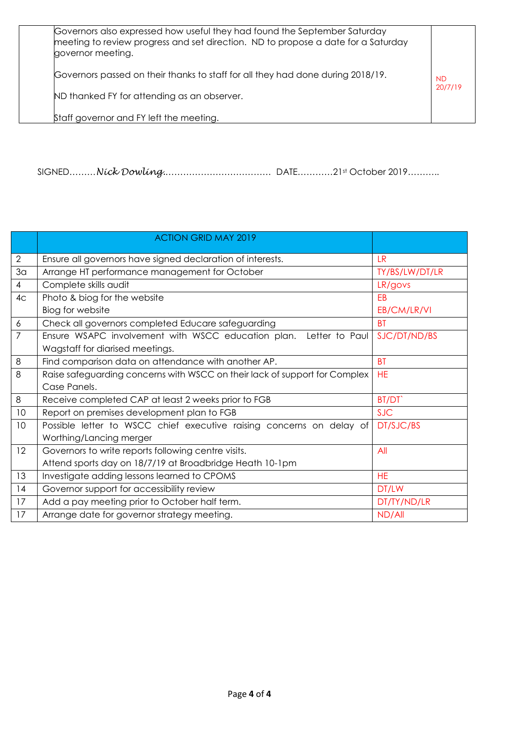| | | |
|---|---|---|
| | Governors also expressed how useful they had found the September Saturday meeting to review progress and set direction. ND to propose a date for a Saturday governor meeting.<br><br>Governors passed on their thanks to staff for all they had done during 2018/19.<br><br>ND thanked FY for attending as an observer.<br><br>Staff governor and FY left the meeting. | ND 20/7/19 |

SIGNED………*Nick Dowling*……………………………… DATE…………21st October 2019………..

| | ACTION GRID MAY 2019 | |
|---|---|---|
| 2 | Ensure all governors have signed declaration of interests. | LR |
| 3a | Arrange HT performance management for October | TY/BS/LW/DT/LR |
| 4 | Complete skills audit | LR/govs |
| 4c | Photo & biog for the website<br>Biog for website | EB<br>EB/CM/LR/VI |
| 6 | Check all governors completed Educare safeguarding | BT |
| 7 | Ensure WSAPC involvement with WSCC education plan. Letter to Paul Wagstaff for diarised meetings. | SJC/DT/ND/BS |
| 8 | Find comparison data on attendance with another AP. | BT |
| 8 | Raise safeguarding concerns with WSCC on their lack of support for Complex Case Panels. | HE |
| 8 | Receive completed CAP at least 2 weeks prior to FGB | BT/DT` |
| 10 | Report on premises development plan to FGB | SJC |
| 10 | Possible letter to WSCC chief executive raising concerns on delay of Worthing/Lancing merger | DT/SJC/BS |
| 12 | Governors to write reports following centre visits.<br>Attend sports day on 18/7/19 at Broadbridge Heath 10-1pm | All |
| 13 | Investigate adding lessons learned to CPOMS | HE |
| 14 | Governor support for accessibility review | DT/LW |
| 17 | Add a pay meeting prior to October half term. | DT/TY/ND/LR |
| 17 | Arrange date for governor strategy meeting. | ND/All |